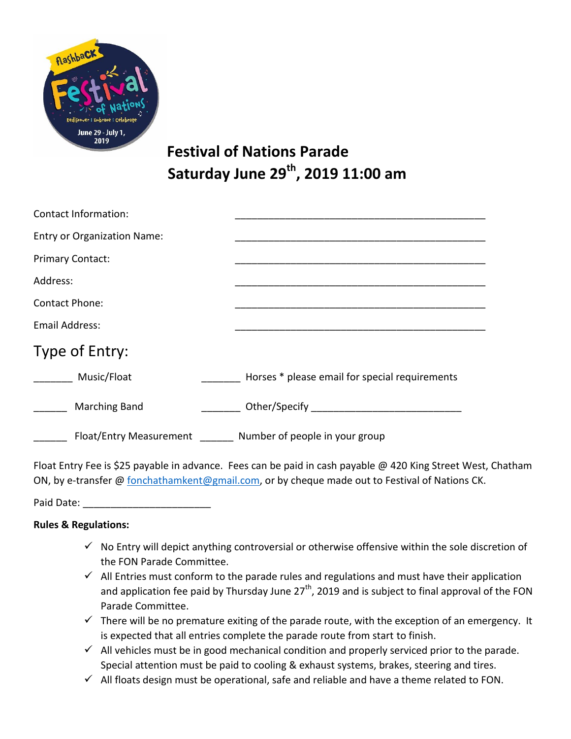# Festival of Nations Parade

## Saturday June 29th, 2019 11:00 am

Contact Information: _____________________________________________

Entry or Organization Name: _____________________________________________

Primary Contact: _____________________________________________

Address: _____________________________________________

Contact Phone: _____________________________________________

Email Address: _____________________________________________

## Type of Entry:

_______ Music/Float _______ Horses * please email for special requirements

______ Marching Band _______ Other/Specify ___________________________

______ Float/Entry Measurement ______ Number of people in your group

Float Entry Fee is $25 payable in advance. Fees can be paid in cash payable @ 420 King Street West, Chatham ON, by e-transfer @ fonchathamkent@gmail.com, or by cheque made out to Festival of Nations CK.

Paid Date: _______________________

**Rules & Regulations:**

- ✓ No Entry will depict anything controversial or otherwise offensive within the sole discretion of the FON Parade Committee.
- ✓ All Entries must conform to the parade rules and regulations and must have their application and application fee paid by Thursday June 27th, 2019 and is subject to final approval of the FON Parade Committee.
- ✓ There will be no premature exiting of the parade route, with the exception of an emergency. It is expected that all entries complete the parade route from start to finish.
- ✓ All vehicles must be in good mechanical condition and properly serviced prior to the parade. Special attention must be paid to cooling & exhaust systems, brakes, steering and tires.
- ✓ All floats design must be operational, safe and reliable and have a theme related to FON.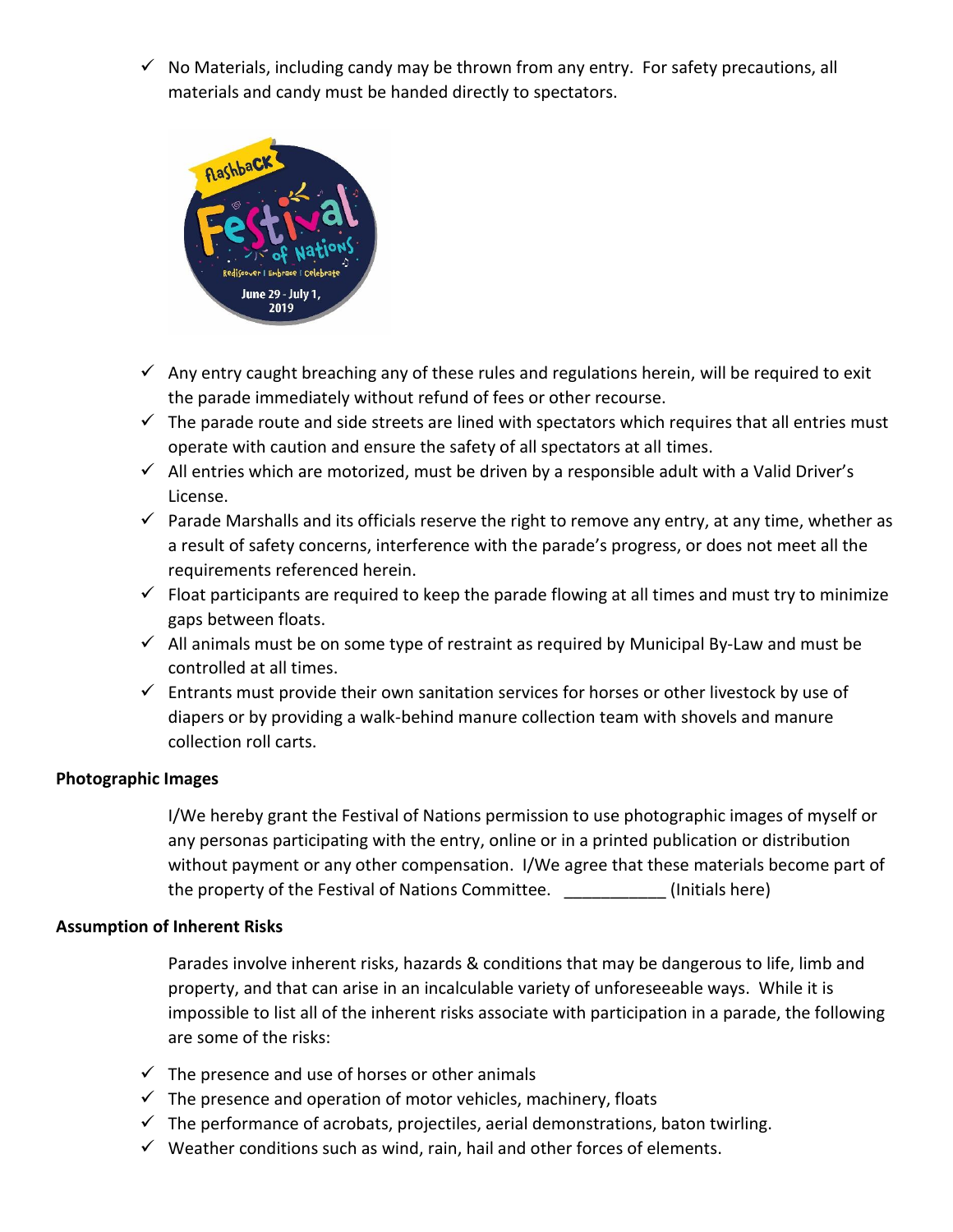- ✓ No Materials, including candy may be thrown from any entry. For safety precautions, all materials and candy must be handed directly to spectators.

- ✓ Any entry caught breaching any of these rules and regulations herein, will be required to exit the parade immediately without refund of fees or other recourse.
- ✓ The parade route and side streets are lined with spectators which requires that all entries must operate with caution and ensure the safety of all spectators at all times.
- ✓ All entries which are motorized, must be driven by a responsible adult with a Valid Driver's License.
- ✓ Parade Marshalls and its officials reserve the right to remove any entry, at any time, whether as a result of safety concerns, interference with the parade's progress, or does not meet all the requirements referenced herein.
- ✓ Float participants are required to keep the parade flowing at all times and must try to minimize gaps between floats.
- ✓ All animals must be on some type of restraint as required by Municipal By-Law and must be controlled at all times.
- ✓ Entrants must provide their own sanitation services for horses or other livestock by use of diapers or by providing a walk-behind manure collection team with shovels and manure collection roll carts.

**Photographic Images**

I/We hereby grant the Festival of Nations permission to use photographic images of myself or any personas participating with the entry, online or in a printed publication or distribution without payment or any other compensation. I/We agree that these materials become part of the property of the Festival of Nations Committee. ___________ (Initials here)

**Assumption of Inherent Risks**

Parades involve inherent risks, hazards & conditions that may be dangerous to life, limb and property, and that can arise in an incalculable variety of unforeseeable ways. While it is impossible to list all of the inherent risks associate with participation in a parade, the following are some of the risks:

- ✓ The presence and use of horses or other animals
- ✓ The presence and operation of motor vehicles, machinery, floats
- ✓ The performance of acrobats, projectiles, aerial demonstrations, baton twirling.
- ✓ Weather conditions such as wind, rain, hail and other forces of elements.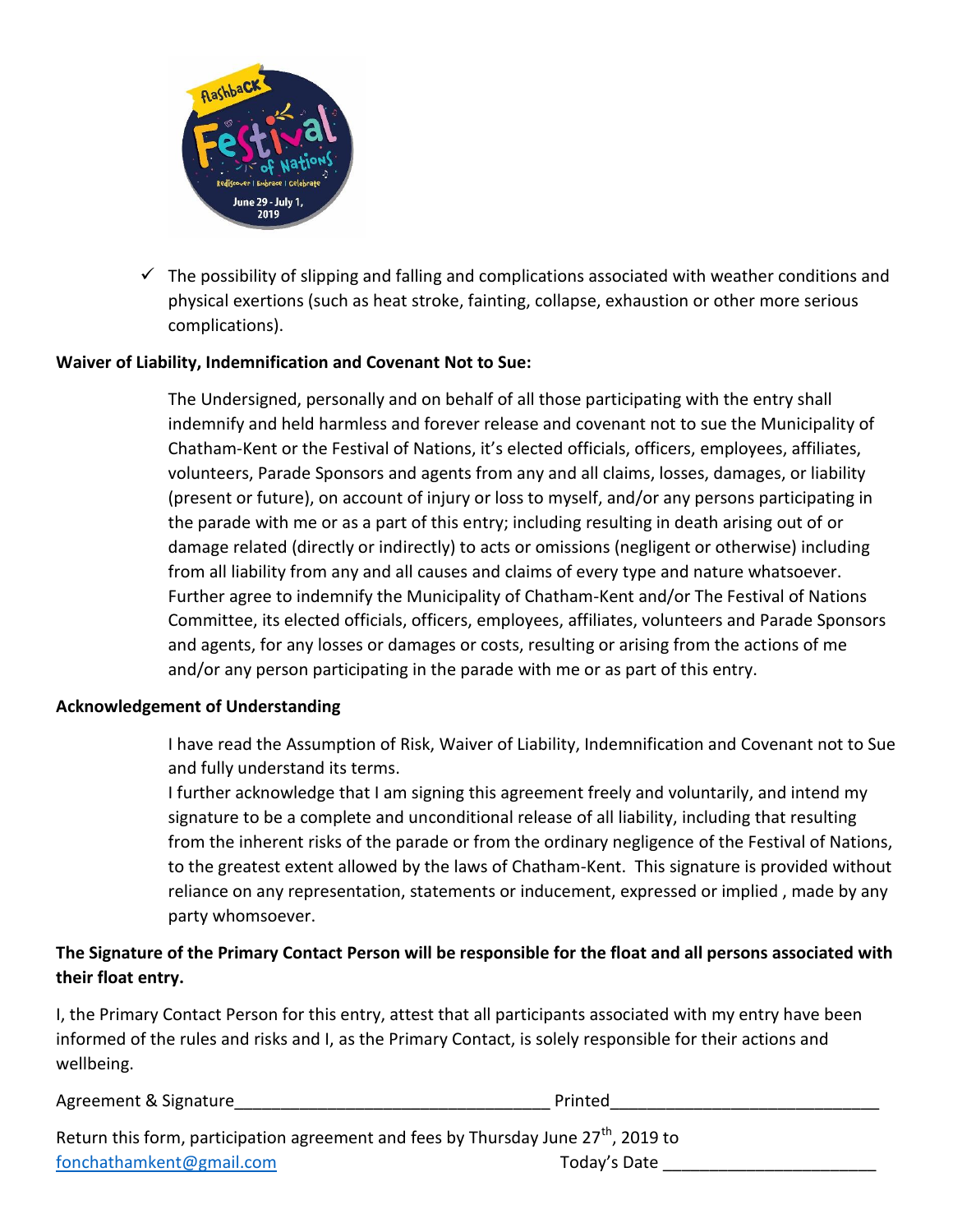- ✓ The possibility of slipping and falling and complications associated with weather conditions and physical exertions (such as heat stroke, fainting, collapse, exhaustion or other more serious complications).

**Waiver of Liability, Indemnification and Covenant Not to Sue:**

The Undersigned, personally and on behalf of all those participating with the entry shall indemnify and held harmless and forever release and covenant not to sue the Municipality of Chatham-Kent or the Festival of Nations, it's elected officials, officers, employees, affiliates, volunteers, Parade Sponsors and agents from any and all claims, losses, damages, or liability (present or future), on account of injury or loss to myself, and/or any persons participating in the parade with me or as a part of this entry; including resulting in death arising out of or damage related (directly or indirectly) to acts or omissions (negligent or otherwise) including from all liability from any and all causes and claims of every type and nature whatsoever. Further agree to indemnify the Municipality of Chatham-Kent and/or The Festival of Nations Committee, its elected officials, officers, employees, affiliates, volunteers and Parade Sponsors and agents, for any losses or damages or costs, resulting or arising from the actions of me and/or any person participating in the parade with me or as part of this entry.

**Acknowledgement of Understanding**

I have read the Assumption of Risk, Waiver of Liability, Indemnification and Covenant not to Sue and fully understand its terms.

I further acknowledge that I am signing this agreement freely and voluntarily, and intend my signature to be a complete and unconditional release of all liability, including that resulting from the inherent risks of the parade or from the ordinary negligence of the Festival of Nations, to the greatest extent allowed by the laws of Chatham-Kent. This signature is provided without reliance on any representation, statements or inducement, expressed or implied , made by any party whomsoever.

**The Signature of the Primary Contact Person will be responsible for the float and all persons associated with their float entry.**

I, the Primary Contact Person for this entry, attest that all participants associated with my entry have been informed of the rules and risks and I, as the Primary Contact, is solely responsible for their actions and wellbeing.

Agreement & Signature_________________________________ Printed____________________________

Return this form, participation agreement and fees by Thursday June 27th, 2019 to [fonchathamkent@gmail.com](mailto:fonchathamkent@gmail.com) Today's Date ______________________